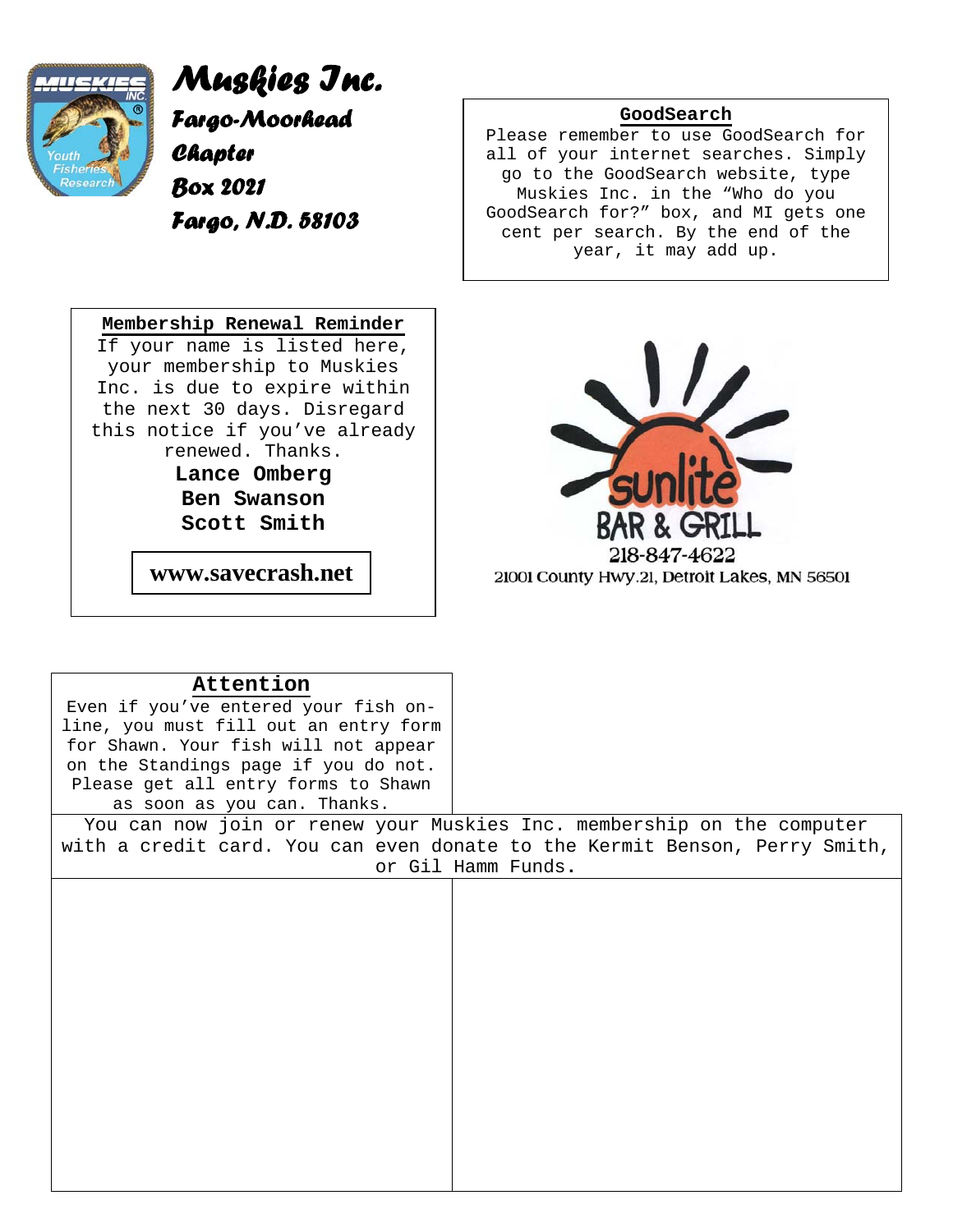# Muskies Inc.

**Fargo-Moorhead Chapter**
**Box 2021**
**Fargo, N.D. 58103**

### GoodSearch

Please remember to use GoodSearch for all of your internet searches. Simply go to the GoodSearch website, type Muskies Inc. in the "Who do you GoodSearch for?" box, and MI gets one cent per search. By the end of the year, it may add up.

### Membership Renewal Reminder

If your name is listed here, your membership to Muskies Inc. is due to expire within the next 30 days. Disregard this notice if you've already renewed. Thanks.

**Lance Omberg**
**Ben Swanson**
**Scott Smith**

**www.savecrash.net**

sunlite BAR & GRILL
218-847-4622
21001 County Hwy.21, Detroit Lakes, MN 56501

### Attention

Even if you've entered your fish on-line, you must fill out an entry form for Shawn. Your fish will not appear on the Standings page if you do not. Please get all entry forms to Shawn as soon as you can. Thanks.

You can now join or renew your Muskies Inc. membership on the computer with a credit card. You can even donate to the Kermit Benson, Perry Smith, or Gil Hamm Funds.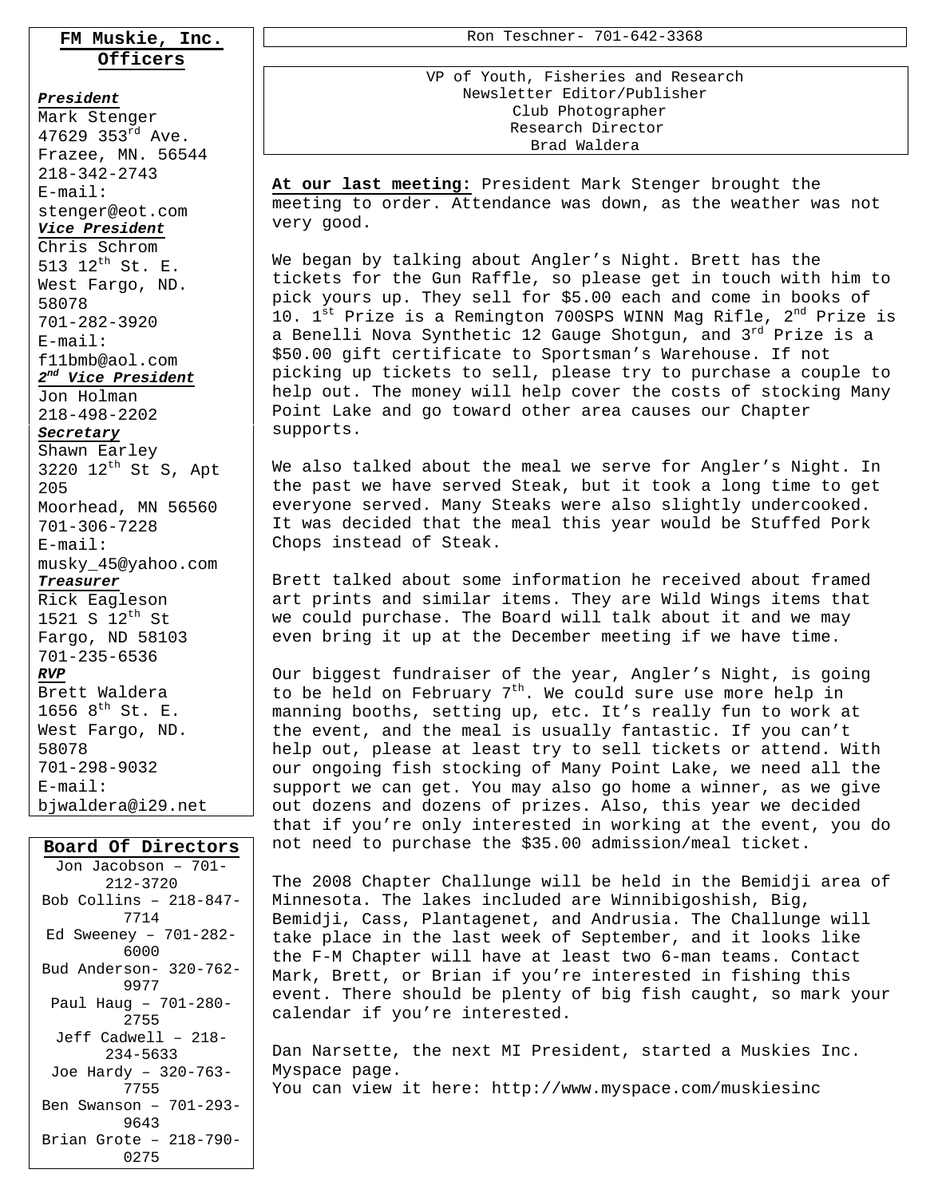## FM Muskie, Inc. Officers

***President***
Mark Stenger
47629 353rd Ave.
Frazee, MN. 56544
218-342-2743
E-mail: stenger@eot.com

***Vice President***
Chris Schrom
513 12th St. E.
West Fargo, ND. 58078
701-282-3920
E-mail: f11bmb@aol.com

***2nd Vice President***
Jon Holman
218-498-2202

***Secretary***
Shawn Earley
3220 12th St S, Apt 205
Moorhead, MN 56560
701-306-7228
E-mail: musky_45@yahoo.com

***Treasurer***
Rick Eagleson
1521 S 12th St
Fargo, ND 58103
701-235-6536

***RVP***
Brett Waldera
1656 8th St. E.
West Fargo, ND. 58078
701-298-9032
E-mail: bjwaldera@i29.net

## Board Of Directors

Jon Jacobson – 701-212-3720
Bob Collins – 218-847-7714
Ed Sweeney – 701-282-6000
Bud Anderson- 320-762-9977
Paul Haug – 701-280-2755
Jeff Cadwell – 218-234-5633
Joe Hardy – 320-763-7755
Ben Swanson – 701-293-9643
Brian Grote – 218-790-0275

Ron Teschner- 701-642-3368

VP of Youth, Fisheries and Research
Newsletter Editor/Publisher
Club Photographer
Research Director
Brad Waldera

**At our last meeting:** President Mark Stenger brought the meeting to order. Attendance was down, as the weather was not very good.

We began by talking about Angler's Night. Brett has the tickets for the Gun Raffle, so please get in touch with him to pick yours up. They sell for $5.00 each and come in books of 10. 1st Prize is a Remington 700SPS WINN Mag Rifle, 2nd Prize is a Benelli Nova Synthetic 12 Gauge Shotgun, and 3rd Prize is a $50.00 gift certificate to Sportsman's Warehouse. If not picking up tickets to sell, please try to purchase a couple to help out. The money will help cover the costs of stocking Many Point Lake and go toward other area causes our Chapter supports.

We also talked about the meal we serve for Angler's Night. In the past we have served Steak, but it took a long time to get everyone served. Many Steaks were also slightly undercooked. It was decided that the meal this year would be Stuffed Pork Chops instead of Steak.

Brett talked about some information he received about framed art prints and similar items. They are Wild Wings items that we could purchase. The Board will talk about it and we may even bring it up at the December meeting if we have time.

Our biggest fundraiser of the year, Angler's Night, is going to be held on February 7th. We could sure use more help in manning booths, setting up, etc. It's really fun to work at the event, and the meal is usually fantastic. If you can't help out, please at least try to sell tickets or attend. With our ongoing fish stocking of Many Point Lake, we need all the support we can get. You may also go home a winner, as we give out dozens and dozens of prizes. Also, this year we decided that if you're only interested in working at the event, you do not need to purchase the $35.00 admission/meal ticket.

The 2008 Chapter Challunge will be held in the Bemidji area of Minnesota. The lakes included are Winnibigoshish, Big, Bemidji, Cass, Plantagenet, and Andrusia. The Challunge will take place in the last week of September, and it looks like the F-M Chapter will have at least two 6-man teams. Contact Mark, Brett, or Brian if you're interested in fishing this event. There should be plenty of big fish caught, so mark your calendar if you're interested.

Dan Narsette, the next MI President, started a Muskies Inc. Myspace page.
You can view it here: http://www.myspace.com/muskiesinc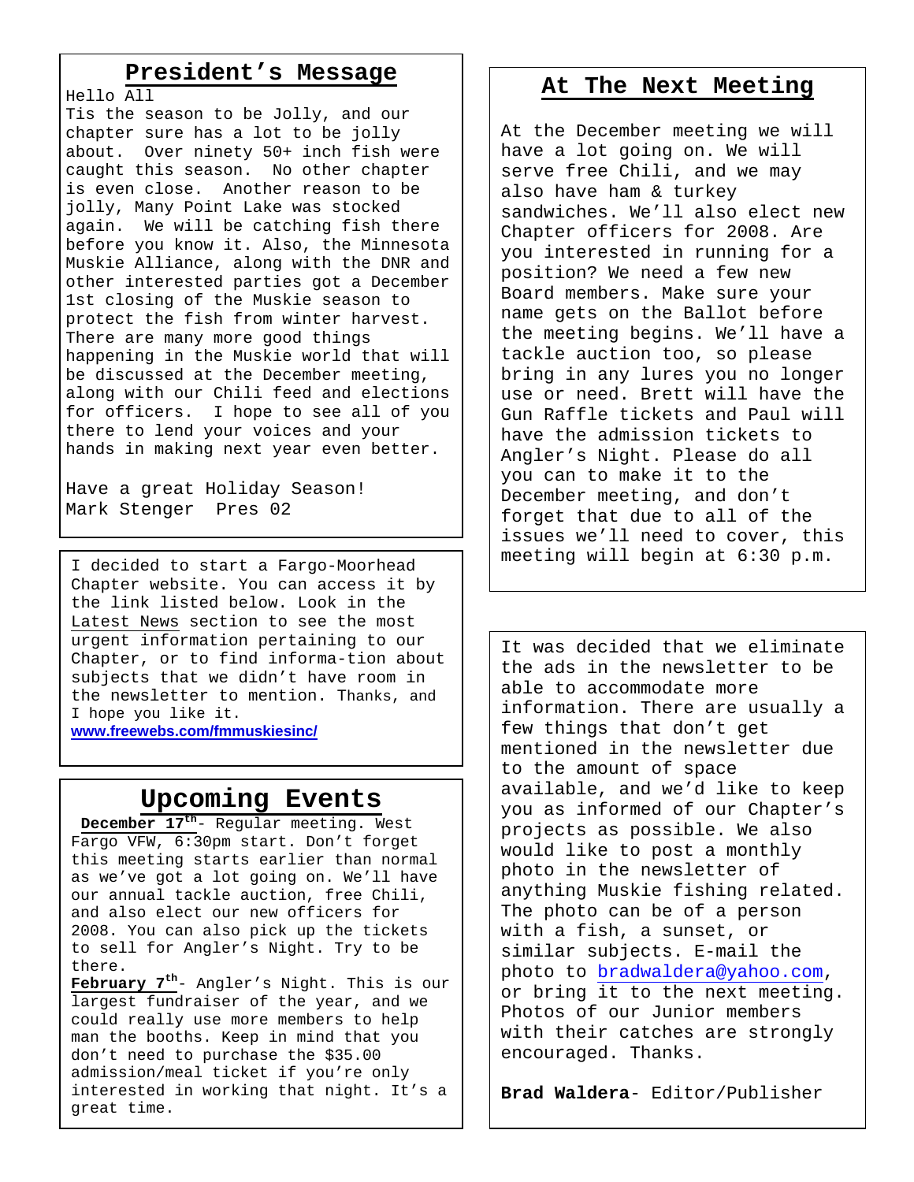## President's Message

Hello All

Tis the season to be Jolly, and our chapter sure has a lot to be jolly about. Over ninety 50+ inch fish were caught this season. No other chapter is even close. Another reason to be jolly, Many Point Lake was stocked again. We will be catching fish there before you know it. Also, the Minnesota Muskie Alliance, along with the DNR and other interested parties got a December 1st closing of the Muskie season to protect the fish from winter harvest. There are many more good things happening in the Muskie world that will be discussed at the December meeting, along with our Chili feed and elections for officers. I hope to see all of you there to lend your voices and your hands in making next year even better.

Have a great Holiday Season!
Mark Stenger Pres 02

I decided to start a Fargo-Moorhead Chapter website. You can access it by the link listed below. Look in the Latest News section to see the most urgent information pertaining to our Chapter, or to find informa-tion about subjects that we didn't have room in the newsletter to mention. Thanks, and I hope you like it.
**www.freewebs.com/fmmuskiesinc/**

## Upcoming Events

**December 17th**- Regular meeting. West Fargo VFW, 6:30pm start. Don't forget this meeting starts earlier than normal as we've got a lot going on. We'll have our annual tackle auction, free Chili, and also elect our new officers for 2008. You can also pick up the tickets to sell for Angler's Night. Try to be there.

**February 7th**- Angler's Night. This is our largest fundraiser of the year, and we could really use more members to help man the booths. Keep in mind that you don't need to purchase the $35.00 admission/meal ticket if you're only interested in working that night. It's a great time.

## At The Next Meeting

At the December meeting we will have a lot going on. We will serve free Chili, and we may also have ham & turkey sandwiches. We'll also elect new Chapter officers for 2008. Are you interested in running for a position? We need a few new Board members. Make sure your name gets on the Ballot before the meeting begins. We'll have a tackle auction too, so please bring in any lures you no longer use or need. Brett will have the Gun Raffle tickets and Paul will have the admission tickets to Angler's Night. Please do all you can to make it to the December meeting, and don't forget that due to all of the issues we'll need to cover, this meeting will begin at 6:30 p.m.

It was decided that we eliminate the ads in the newsletter to be able to accommodate more information. There are usually a few things that don't get mentioned in the newsletter due to the amount of space available, and we'd like to keep you as informed of our Chapter's projects as possible. We also would like to post a monthly photo in the newsletter of anything Muskie fishing related. The photo can be of a person with a fish, a sunset, or similar subjects. E-mail the photo to bradwaldera@yahoo.com, or bring it to the next meeting. Photos of our Junior members with their catches are strongly encouraged. Thanks.

**Brad Waldera**- Editor/Publisher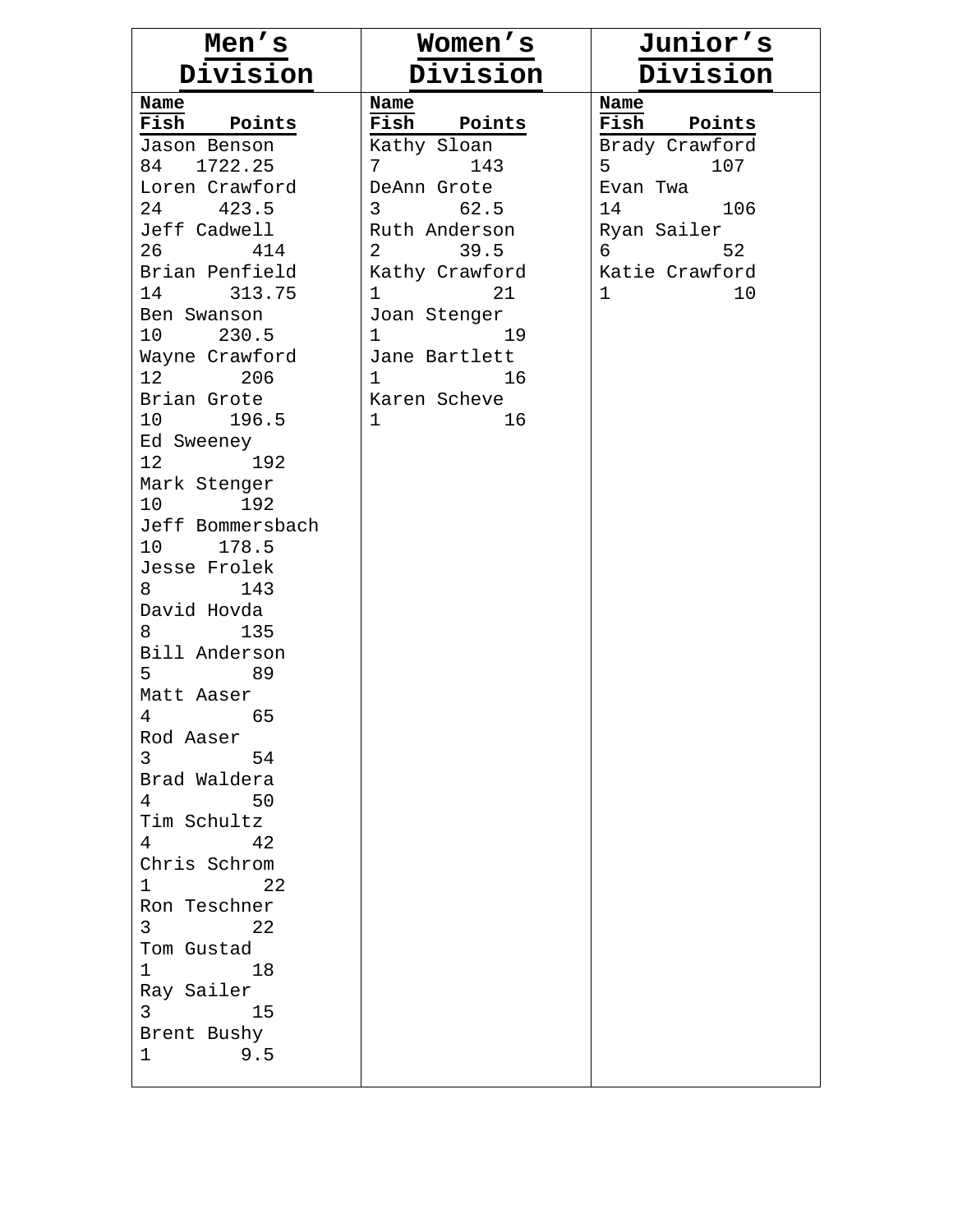| Men's Division | | | Women's Division | | | Junior's Division | | |
| --- | --- | --- | --- | --- | --- | --- | --- | --- |
| Name | Fish | Points | Name | Fish | Points | Name | Fish | Points |
| Jason Benson | 84 | 1722.25 | Kathy Sloan | 7 | 143 | Brady Crawford | 5 | 107 |
| Loren Crawford | 24 | 423.5 | DeAnn Grote | 3 | 62.5 | Evan Twa | 14 | 106 |
| Jeff Cadwell | 26 | 414 | Ruth Anderson | 2 | 39.5 | Ryan Sailer | 6 | 52 |
| Brian Penfield | 14 | 313.75 | Kathy Crawford | 1 | 21 | Katie Crawford | 1 | 10 |
| Ben Swanson | 10 | 230.5 | Joan Stenger | 1 | 19 | | | |
| Wayne Crawford | 12 | 206 | Jane Bartlett | 1 | 16 | | | |
| Brian Grote | 10 | 196.5 | Karen Scheve | 1 | 16 | | | |
| Ed Sweeney | 12 | 192 | | | | | | |
| Mark Stenger | 10 | 192 | | | | | | |
| Jeff Bommersbach | 10 | 178.5 | | | | | | |
| Jesse Frolek | 8 | 143 | | | | | | |
| David Hovda | 8 | 135 | | | | | | |
| Bill Anderson | 5 | 89 | | | | | | |
| Matt Aaser | 4 | 65 | | | | | | |
| Rod Aaser | 3 | 54 | | | | | | |
| Brad Waldera | 4 | 50 | | | | | | |
| Tim Schultz | 4 | 42 | | | | | | |
| Chris Schrom | 1 | 22 | | | | | | |
| Ron Teschner | 3 | 22 | | | | | | |
| Tom Gustad | 1 | 18 | | | | | | |
| Ray Sailer | 3 | 15 | | | | | | |
| Brent Bushy | 1 | 9.5 | | | | | | |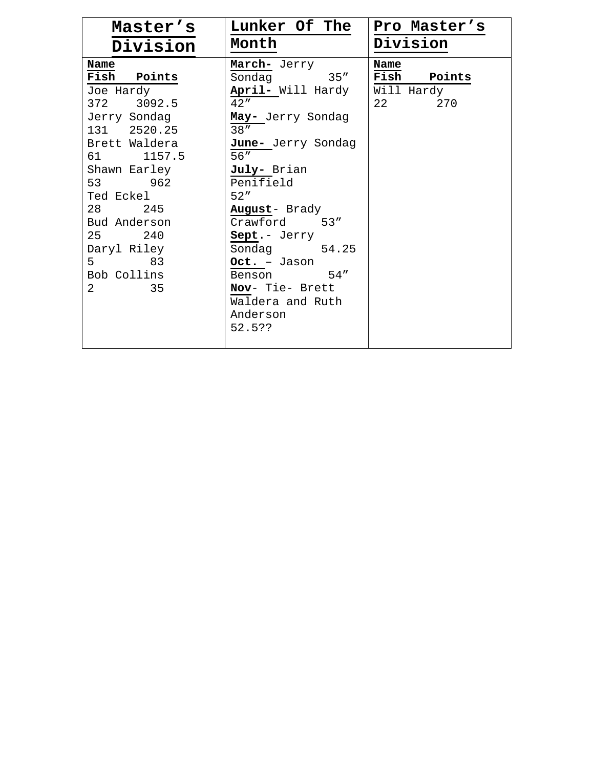| **Master's Division** | **Lunker Of The Month** | **Pro Master's Division** |
|---|---|---|
| **Name Fish Points**<br>Joe Hardy 372 3092.5<br>Jerry Sondag 131 2520.25<br>Brett Waldera 61 1157.5<br>Shawn Earley 53 962<br>Ted Eckel 28 245<br>Bud Anderson 25 240<br>Daryl Riley 5 83<br>Bob Collins 2 35 | **March-** Jerry Sondag 35"<br>**April-** Will Hardy 42"<br>**May-** Jerry Sondag 38"<br>**June-** Jerry Sondag 56"<br>**July-** Brian Penifield 52"<br>**August**- Brady Crawford 53"<br>**Sept**.- Jerry Sondag 54.25<br>**Oct.** – Jason Benson 54"<br>**Nov**- Tie- Brett Waldera and Ruth Anderson 52.5?? | **Name Fish Points**<br>Will Hardy 22 270 |